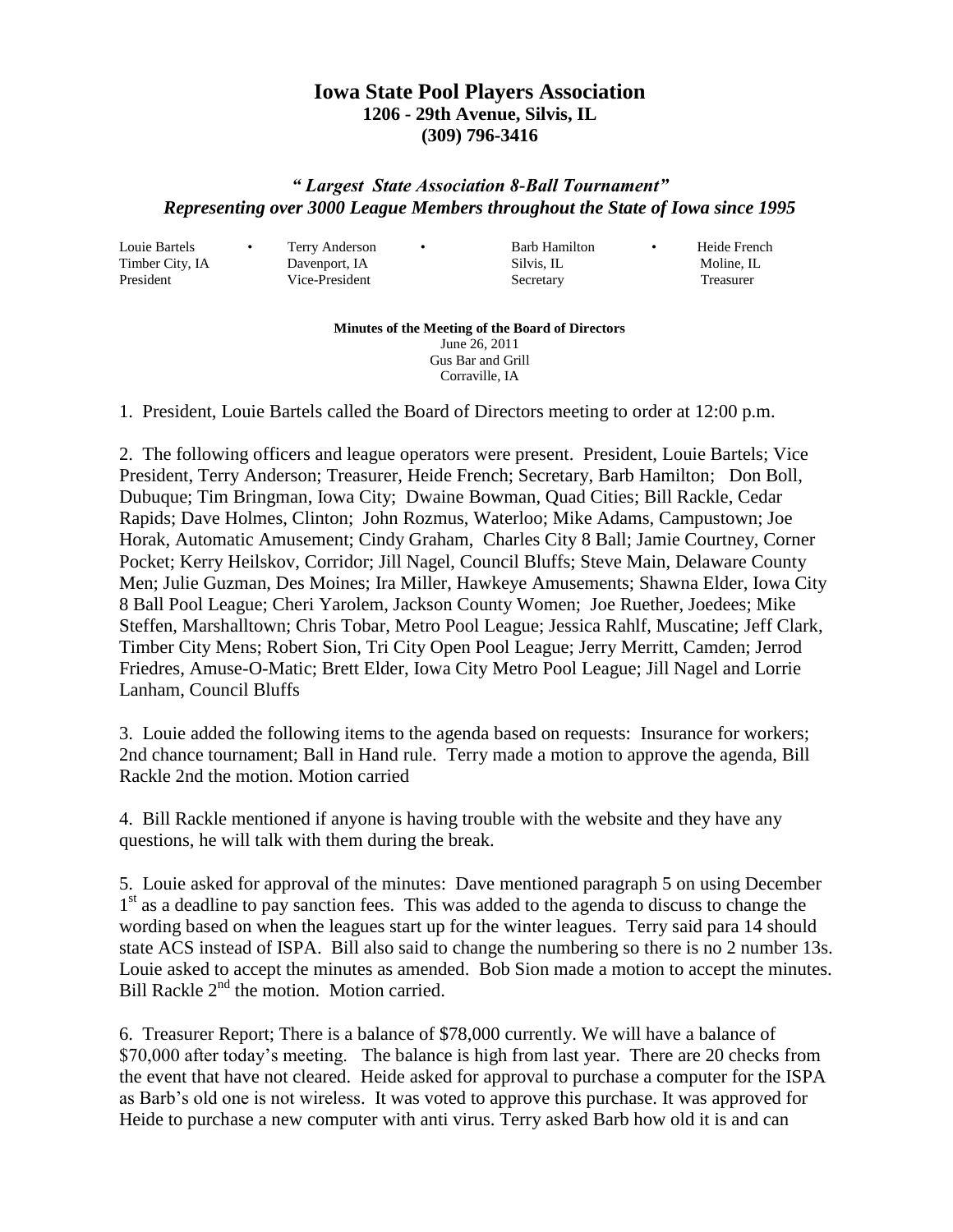# Iowa State Pool Players Association

**1206 - 29th Avenue, Silvis, IL**
**(309) 796-3416**

***" Largest State Association 8-Ball Tournament"***
***Representing over 3000 League Members throughout the State of Iowa since 1995***

| Louie Bartels | Terry Anderson | Barb Hamilton | Heide French |
|---|---|---|---|
| Timber City, IA | Davenport, IA | Silvis, IL | Moline, IL |
| President | Vice-President | Secretary | Treasurer |

**Minutes of the Meeting of the Board of Directors**
June 26, 2011
Gus Bar and Grill
Corraville, IA

1. President, Louie Bartels called the Board of Directors meeting to order at 12:00 p.m.

2. The following officers and league operators were present. President, Louie Bartels; Vice President, Terry Anderson; Treasurer, Heide French; Secretary, Barb Hamilton; Don Boll, Dubuque; Tim Bringman, Iowa City; Dwaine Bowman, Quad Cities; Bill Rackle, Cedar Rapids; Dave Holmes, Clinton; John Rozmus, Waterloo; Mike Adams, Campustown; Joe Horak, Automatic Amusement; Cindy Graham, Charles City 8 Ball; Jamie Courtney, Corner Pocket; Kerry Heilskov, Corridor; Jill Nagel, Council Bluffs; Steve Main, Delaware County Men; Julie Guzman, Des Moines; Ira Miller, Hawkeye Amusements; Shawna Elder, Iowa City 8 Ball Pool League; Cheri Yarolem, Jackson County Women; Joe Ruether, Joedees; Mike Steffen, Marshalltown; Chris Tobar, Metro Pool League; Jessica Rahlf, Muscatine; Jeff Clark, Timber City Mens; Robert Sion, Tri City Open Pool League; Jerry Merritt, Camden; Jerrod Friedres, Amuse-O-Matic; Brett Elder, Iowa City Metro Pool League; Jill Nagel and Lorrie Lanham, Council Bluffs

3. Louie added the following items to the agenda based on requests: Insurance for workers; 2nd chance tournament; Ball in Hand rule. Terry made a motion to approve the agenda, Bill Rackle 2nd the motion. Motion carried

4. Bill Rackle mentioned if anyone is having trouble with the website and they have any questions, he will talk with them during the break.

5. Louie asked for approval of the minutes: Dave mentioned paragraph 5 on using December 1st as a deadline to pay sanction fees. This was added to the agenda to discuss to change the wording based on when the leagues start up for the winter leagues. Terry said para 14 should state ACS instead of ISPA. Bill also said to change the numbering so there is no 2 number 13s. Louie asked to accept the minutes as amended. Bob Sion made a motion to accept the minutes. Bill Rackle 2nd the motion. Motion carried.

6. Treasurer Report; There is a balance of $78,000 currently. We will have a balance of $70,000 after today's meeting. The balance is high from last year. There are 20 checks from the event that have not cleared. Heide asked for approval to purchase a computer for the ISPA as Barb's old one is not wireless. It was voted to approve this purchase. It was approved for Heide to purchase a new computer with anti virus. Terry asked Barb how old it is and can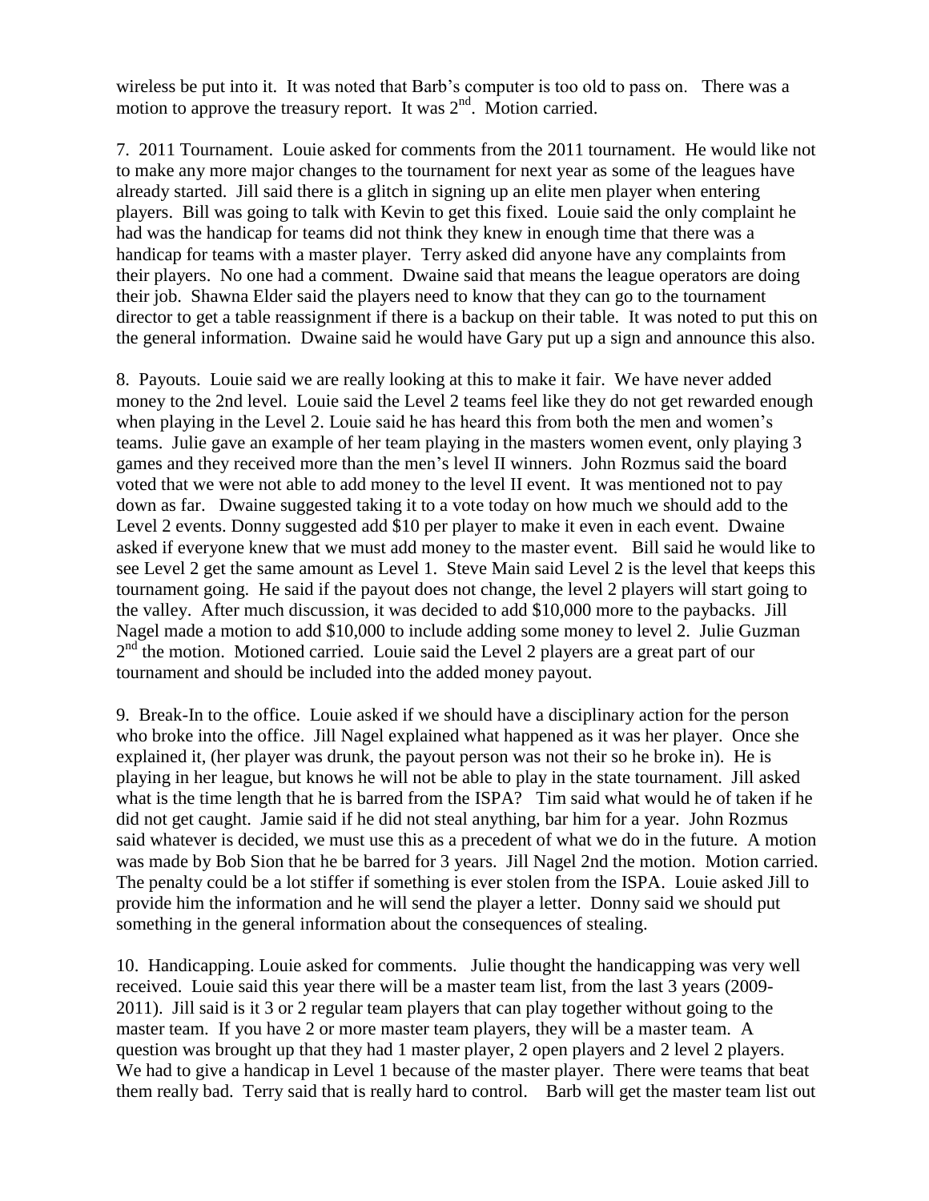wireless be put into it. It was noted that Barb's computer is too old to pass on. There was a motion to approve the treasury report. It was 2nd. Motion carried.

7. 2011 Tournament. Louie asked for comments from the 2011 tournament. He would like not to make any more major changes to the tournament for next year as some of the leagues have already started. Jill said there is a glitch in signing up an elite men player when entering players. Bill was going to talk with Kevin to get this fixed. Louie said the only complaint he had was the handicap for teams did not think they knew in enough time that there was a handicap for teams with a master player. Terry asked did anyone have any complaints from their players. No one had a comment. Dwaine said that means the league operators are doing their job. Shawna Elder said the players need to know that they can go to the tournament director to get a table reassignment if there is a backup on their table. It was noted to put this on the general information. Dwaine said he would have Gary put up a sign and announce this also.

8. Payouts. Louie said we are really looking at this to make it fair. We have never added money to the 2nd level. Louie said the Level 2 teams feel like they do not get rewarded enough when playing in the Level 2. Louie said he has heard this from both the men and women's teams. Julie gave an example of her team playing in the masters women event, only playing 3 games and they received more than the men's level II winners. John Rozmus said the board voted that we were not able to add money to the level II event. It was mentioned not to pay down as far. Dwaine suggested taking it to a vote today on how much we should add to the Level 2 events. Donny suggested add $10 per player to make it even in each event. Dwaine asked if everyone knew that we must add money to the master event. Bill said he would like to see Level 2 get the same amount as Level 1. Steve Main said Level 2 is the level that keeps this tournament going. He said if the payout does not change, the level 2 players will start going to the valley. After much discussion, it was decided to add $10,000 more to the paybacks. Jill Nagel made a motion to add $10,000 to include adding some money to level 2. Julie Guzman 2nd the motion. Motioned carried. Louie said the Level 2 players are a great part of our tournament and should be included into the added money payout.

9. Break-In to the office. Louie asked if we should have a disciplinary action for the person who broke into the office. Jill Nagel explained what happened as it was her player. Once she explained it, (her player was drunk, the payout person was not their so he broke in). He is playing in her league, but knows he will not be able to play in the state tournament. Jill asked what is the time length that he is barred from the ISPA? Tim said what would he of taken if he did not get caught. Jamie said if he did not steal anything, bar him for a year. John Rozmus said whatever is decided, we must use this as a precedent of what we do in the future. A motion was made by Bob Sion that he be barred for 3 years. Jill Nagel 2nd the motion. Motion carried. The penalty could be a lot stiffer if something is ever stolen from the ISPA. Louie asked Jill to provide him the information and he will send the player a letter. Donny said we should put something in the general information about the consequences of stealing.

10. Handicapping. Louie asked for comments. Julie thought the handicapping was very well received. Louie said this year there will be a master team list, from the last 3 years (2009-2011). Jill said is it 3 or 2 regular team players that can play together without going to the master team. If you have 2 or more master team players, they will be a master team. A question was brought up that they had 1 master player, 2 open players and 2 level 2 players. We had to give a handicap in Level 1 because of the master player. There were teams that beat them really bad. Terry said that is really hard to control. Barb will get the master team list out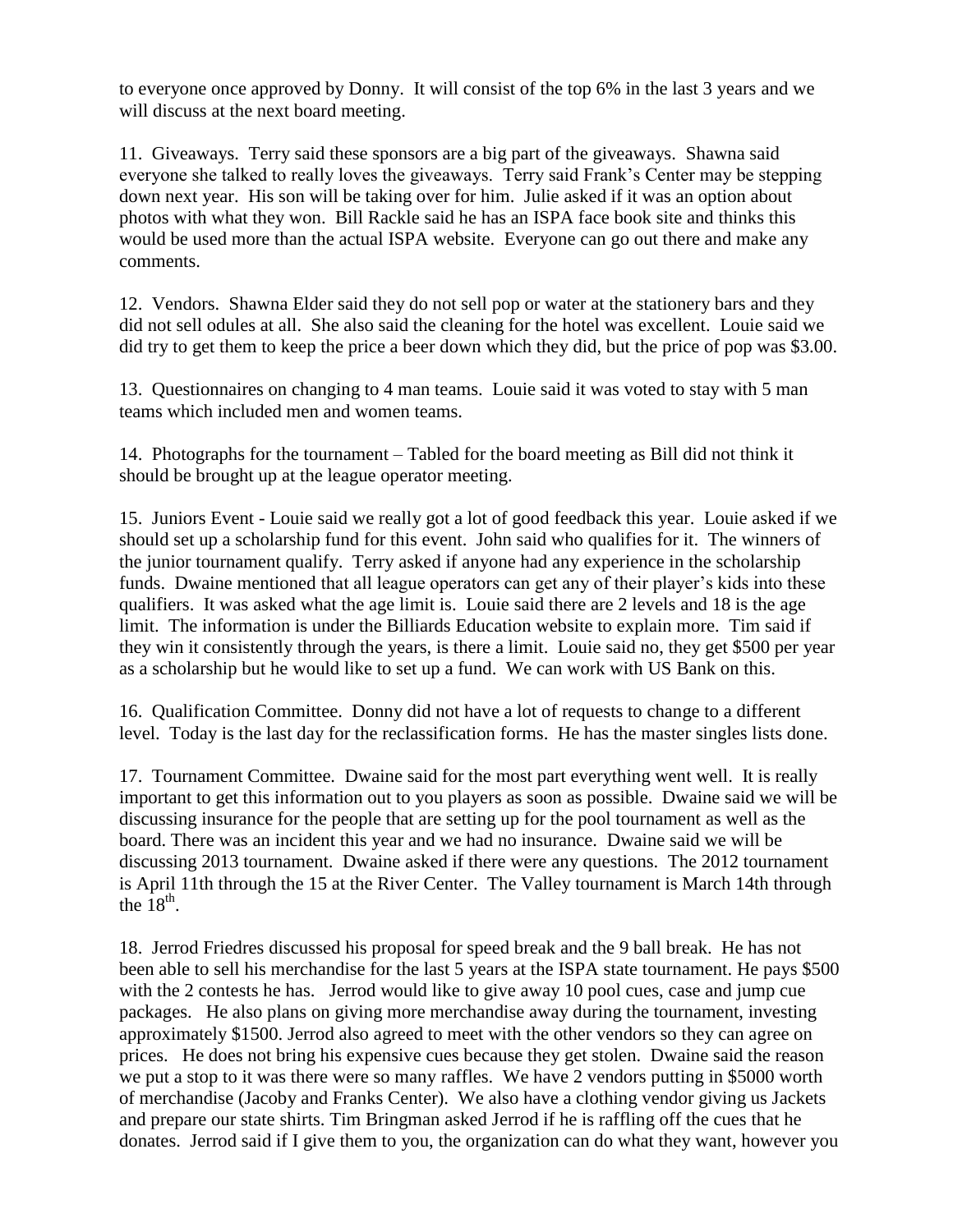to everyone once approved by Donny. It will consist of the top 6% in the last 3 years and we will discuss at the next board meeting.

11. Giveaways. Terry said these sponsors are a big part of the giveaways. Shawna said everyone she talked to really loves the giveaways. Terry said Frank's Center may be stepping down next year. His son will be taking over for him. Julie asked if it was an option about photos with what they won. Bill Rackle said he has an ISPA face book site and thinks this would be used more than the actual ISPA website. Everyone can go out there and make any comments.

12. Vendors. Shawna Elder said they do not sell pop or water at the stationery bars and they did not sell odules at all. She also said the cleaning for the hotel was excellent. Louie said we did try to get them to keep the price a beer down which they did, but the price of pop was $3.00.

13. Questionnaires on changing to 4 man teams. Louie said it was voted to stay with 5 man teams which included men and women teams.

14. Photographs for the tournament – Tabled for the board meeting as Bill did not think it should be brought up at the league operator meeting.

15. Juniors Event - Louie said we really got a lot of good feedback this year. Louie asked if we should set up a scholarship fund for this event. John said who qualifies for it. The winners of the junior tournament qualify. Terry asked if anyone had any experience in the scholarship funds. Dwaine mentioned that all league operators can get any of their player's kids into these qualifiers. It was asked what the age limit is. Louie said there are 2 levels and 18 is the age limit. The information is under the Billiards Education website to explain more. Tim said if they win it consistently through the years, is there a limit. Louie said no, they get $500 per year as a scholarship but he would like to set up a fund. We can work with US Bank on this.

16. Qualification Committee. Donny did not have a lot of requests to change to a different level. Today is the last day for the reclassification forms. He has the master singles lists done.

17. Tournament Committee. Dwaine said for the most part everything went well. It is really important to get this information out to you players as soon as possible. Dwaine said we will be discussing insurance for the people that are setting up for the pool tournament as well as the board. There was an incident this year and we had no insurance. Dwaine said we will be discussing 2013 tournament. Dwaine asked if there were any questions. The 2012 tournament is April 11th through the 15 at the River Center. The Valley tournament is March 14th through the 18th.

18. Jerrod Friedres discussed his proposal for speed break and the 9 ball break. He has not been able to sell his merchandise for the last 5 years at the ISPA state tournament. He pays $500 with the 2 contests he has. Jerrod would like to give away 10 pool cues, case and jump cue packages. He also plans on giving more merchandise away during the tournament, investing approximately $1500. Jerrod also agreed to meet with the other vendors so they can agree on prices. He does not bring his expensive cues because they get stolen. Dwaine said the reason we put a stop to it was there were so many raffles. We have 2 vendors putting in $5000 worth of merchandise (Jacoby and Franks Center). We also have a clothing vendor giving us Jackets and prepare our state shirts. Tim Bringman asked Jerrod if he is raffling off the cues that he donates. Jerrod said if I give them to you, the organization can do what they want, however you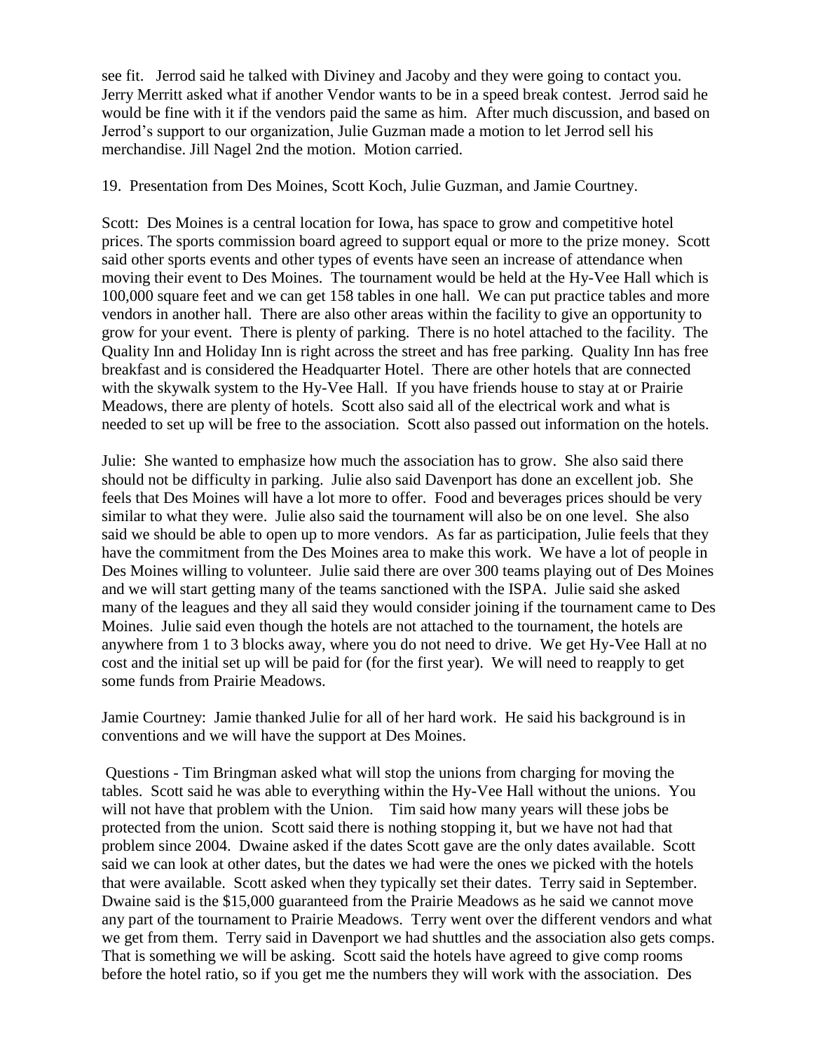see fit. Jerrod said he talked with Diviney and Jacoby and they were going to contact you. Jerry Merritt asked what if another Vendor wants to be in a speed break contest. Jerrod said he would be fine with it if the vendors paid the same as him. After much discussion, and based on Jerrod's support to our organization, Julie Guzman made a motion to let Jerrod sell his merchandise. Jill Nagel 2nd the motion. Motion carried.

19. Presentation from Des Moines, Scott Koch, Julie Guzman, and Jamie Courtney.

Scott: Des Moines is a central location for Iowa, has space to grow and competitive hotel prices. The sports commission board agreed to support equal or more to the prize money. Scott said other sports events and other types of events have seen an increase of attendance when moving their event to Des Moines. The tournament would be held at the Hy-Vee Hall which is 100,000 square feet and we can get 158 tables in one hall. We can put practice tables and more vendors in another hall. There are also other areas within the facility to give an opportunity to grow for your event. There is plenty of parking. There is no hotel attached to the facility. The Quality Inn and Holiday Inn is right across the street and has free parking. Quality Inn has free breakfast and is considered the Headquarter Hotel. There are other hotels that are connected with the skywalk system to the Hy-Vee Hall. If you have friends house to stay at or Prairie Meadows, there are plenty of hotels. Scott also said all of the electrical work and what is needed to set up will be free to the association. Scott also passed out information on the hotels.

Julie: She wanted to emphasize how much the association has to grow. She also said there should not be difficulty in parking. Julie also said Davenport has done an excellent job. She feels that Des Moines will have a lot more to offer. Food and beverages prices should be very similar to what they were. Julie also said the tournament will also be on one level. She also said we should be able to open up to more vendors. As far as participation, Julie feels that they have the commitment from the Des Moines area to make this work. We have a lot of people in Des Moines willing to volunteer. Julie said there are over 300 teams playing out of Des Moines and we will start getting many of the teams sanctioned with the ISPA. Julie said she asked many of the leagues and they all said they would consider joining if the tournament came to Des Moines. Julie said even though the hotels are not attached to the tournament, the hotels are anywhere from 1 to 3 blocks away, where you do not need to drive. We get Hy-Vee Hall at no cost and the initial set up will be paid for (for the first year). We will need to reapply to get some funds from Prairie Meadows.

Jamie Courtney: Jamie thanked Julie for all of her hard work. He said his background is in conventions and we will have the support at Des Moines.

Questions - Tim Bringman asked what will stop the unions from charging for moving the tables. Scott said he was able to everything within the Hy-Vee Hall without the unions. You will not have that problem with the Union. Tim said how many years will these jobs be protected from the union. Scott said there is nothing stopping it, but we have not had that problem since 2004. Dwaine asked if the dates Scott gave are the only dates available. Scott said we can look at other dates, but the dates we had were the ones we picked with the hotels that were available. Scott asked when they typically set their dates. Terry said in September. Dwaine said is the $15,000 guaranteed from the Prairie Meadows as he said we cannot move any part of the tournament to Prairie Meadows. Terry went over the different vendors and what we get from them. Terry said in Davenport we had shuttles and the association also gets comps. That is something we will be asking. Scott said the hotels have agreed to give comp rooms before the hotel ratio, so if you get me the numbers they will work with the association. Des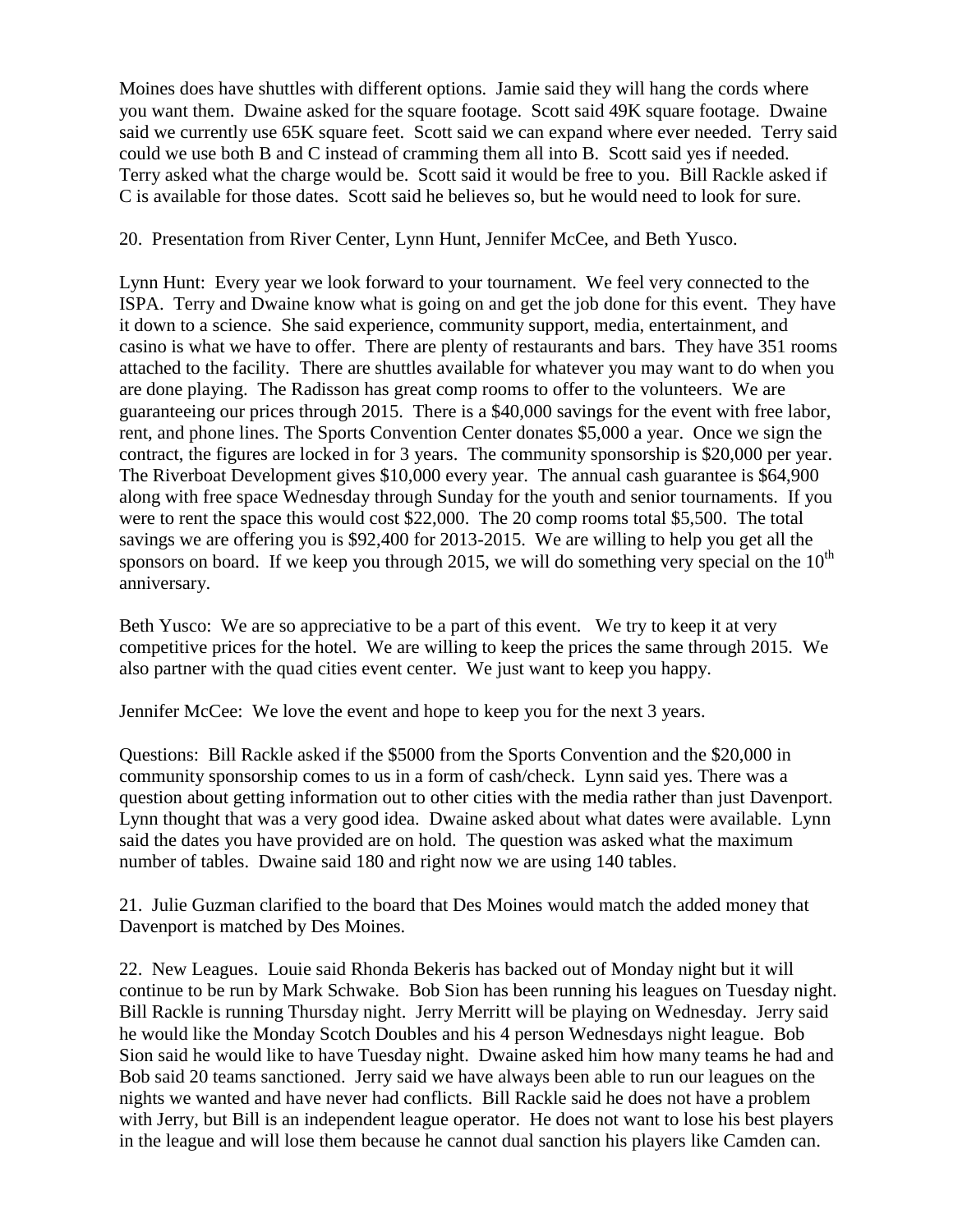Moines does have shuttles with different options. Jamie said they will hang the cords where you want them. Dwaine asked for the square footage. Scott said 49K square footage. Dwaine said we currently use 65K square feet. Scott said we can expand where ever needed. Terry said could we use both B and C instead of cramming them all into B. Scott said yes if needed. Terry asked what the charge would be. Scott said it would be free to you. Bill Rackle asked if C is available for those dates. Scott said he believes so, but he would need to look for sure.

20. Presentation from River Center, Lynn Hunt, Jennifer McCee, and Beth Yusco.

Lynn Hunt: Every year we look forward to your tournament. We feel very connected to the ISPA. Terry and Dwaine know what is going on and get the job done for this event. They have it down to a science. She said experience, community support, media, entertainment, and casino is what we have to offer. There are plenty of restaurants and bars. They have 351 rooms attached to the facility. There are shuttles available for whatever you may want to do when you are done playing. The Radisson has great comp rooms to offer to the volunteers. We are guaranteeing our prices through 2015. There is a $40,000 savings for the event with free labor, rent, and phone lines. The Sports Convention Center donates $5,000 a year. Once we sign the contract, the figures are locked in for 3 years. The community sponsorship is $20,000 per year. The Riverboat Development gives $10,000 every year. The annual cash guarantee is $64,900 along with free space Wednesday through Sunday for the youth and senior tournaments. If you were to rent the space this would cost $22,000. The 20 comp rooms total $5,500. The total savings we are offering you is $92,400 for 2013-2015. We are willing to help you get all the sponsors on board. If we keep you through 2015, we will do something very special on the 10th anniversary.

Beth Yusco: We are so appreciative to be a part of this event. We try to keep it at very competitive prices for the hotel. We are willing to keep the prices the same through 2015. We also partner with the quad cities event center. We just want to keep you happy.

Jennifer McCee: We love the event and hope to keep you for the next 3 years.

Questions: Bill Rackle asked if the $5000 from the Sports Convention and the $20,000 in community sponsorship comes to us in a form of cash/check. Lynn said yes. There was a question about getting information out to other cities with the media rather than just Davenport. Lynn thought that was a very good idea. Dwaine asked about what dates were available. Lynn said the dates you have provided are on hold. The question was asked what the maximum number of tables. Dwaine said 180 and right now we are using 140 tables.

21. Julie Guzman clarified to the board that Des Moines would match the added money that Davenport is matched by Des Moines.

22. New Leagues. Louie said Rhonda Bekeris has backed out of Monday night but it will continue to be run by Mark Schwake. Bob Sion has been running his leagues on Tuesday night. Bill Rackle is running Thursday night. Jerry Merritt will be playing on Wednesday. Jerry said he would like the Monday Scotch Doubles and his 4 person Wednesdays night league. Bob Sion said he would like to have Tuesday night. Dwaine asked him how many teams he had and Bob said 20 teams sanctioned. Jerry said we have always been able to run our leagues on the nights we wanted and have never had conflicts. Bill Rackle said he does not have a problem with Jerry, but Bill is an independent league operator. He does not want to lose his best players in the league and will lose them because he cannot dual sanction his players like Camden can.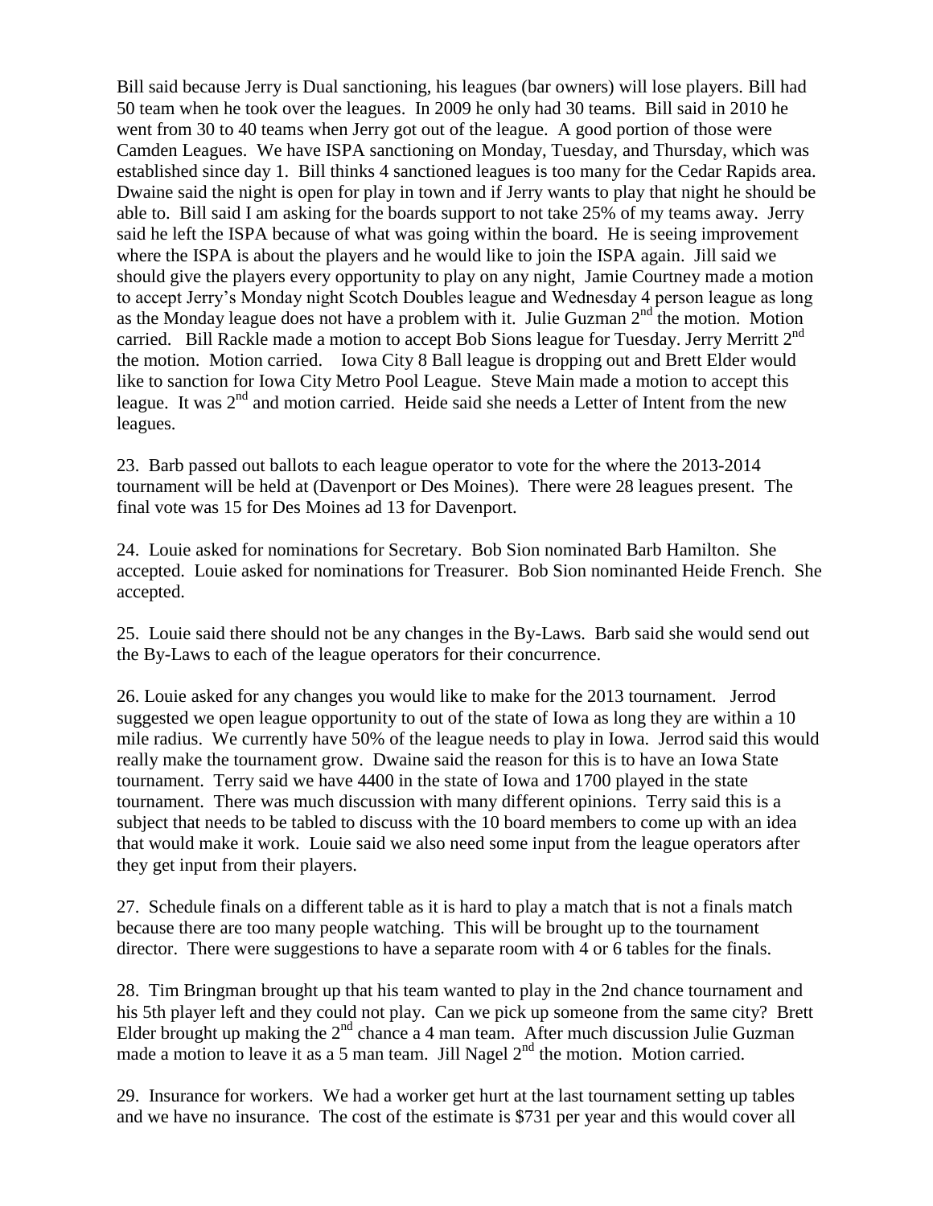Bill said because Jerry is Dual sanctioning, his leagues (bar owners) will lose players. Bill had 50 team when he took over the leagues. In 2009 he only had 30 teams. Bill said in 2010 he went from 30 to 40 teams when Jerry got out of the league. A good portion of those were Camden Leagues. We have ISPA sanctioning on Monday, Tuesday, and Thursday, which was established since day 1. Bill thinks 4 sanctioned leagues is too many for the Cedar Rapids area. Dwaine said the night is open for play in town and if Jerry wants to play that night he should be able to. Bill said I am asking for the boards support to not take 25% of my teams away. Jerry said he left the ISPA because of what was going within the board. He is seeing improvement where the ISPA is about the players and he would like to join the ISPA again. Jill said we should give the players every opportunity to play on any night, Jamie Courtney made a motion to accept Jerry's Monday night Scotch Doubles league and Wednesday 4 person league as long as the Monday league does not have a problem with it. Julie Guzman 2nd the motion. Motion carried. Bill Rackle made a motion to accept Bob Sions league for Tuesday. Jerry Merritt 2nd the motion. Motion carried. Iowa City 8 Ball league is dropping out and Brett Elder would like to sanction for Iowa City Metro Pool League. Steve Main made a motion to accept this league. It was 2nd and motion carried. Heide said she needs a Letter of Intent from the new leagues.

23. Barb passed out ballots to each league operator to vote for the where the 2013-2014 tournament will be held at (Davenport or Des Moines). There were 28 leagues present. The final vote was 15 for Des Moines ad 13 for Davenport.

24. Louie asked for nominations for Secretary. Bob Sion nominated Barb Hamilton. She accepted. Louie asked for nominations for Treasurer. Bob Sion nominanted Heide French. She accepted.

25. Louie said there should not be any changes in the By-Laws. Barb said she would send out the By-Laws to each of the league operators for their concurrence.

26. Louie asked for any changes you would like to make for the 2013 tournament. Jerrod suggested we open league opportunity to out of the state of Iowa as long they are within a 10 mile radius. We currently have 50% of the league needs to play in Iowa. Jerrod said this would really make the tournament grow. Dwaine said the reason for this is to have an Iowa State tournament. Terry said we have 4400 in the state of Iowa and 1700 played in the state tournament. There was much discussion with many different opinions. Terry said this is a subject that needs to be tabled to discuss with the 10 board members to come up with an idea that would make it work. Louie said we also need some input from the league operators after they get input from their players.

27. Schedule finals on a different table as it is hard to play a match that is not a finals match because there are too many people watching. This will be brought up to the tournament director. There were suggestions to have a separate room with 4 or 6 tables for the finals.

28. Tim Bringman brought up that his team wanted to play in the 2nd chance tournament and his 5th player left and they could not play. Can we pick up someone from the same city? Brett Elder brought up making the 2nd chance a 4 man team. After much discussion Julie Guzman made a motion to leave it as a 5 man team. Jill Nagel 2nd the motion. Motion carried.

29. Insurance for workers. We had a worker get hurt at the last tournament setting up tables and we have no insurance. The cost of the estimate is $731 per year and this would cover all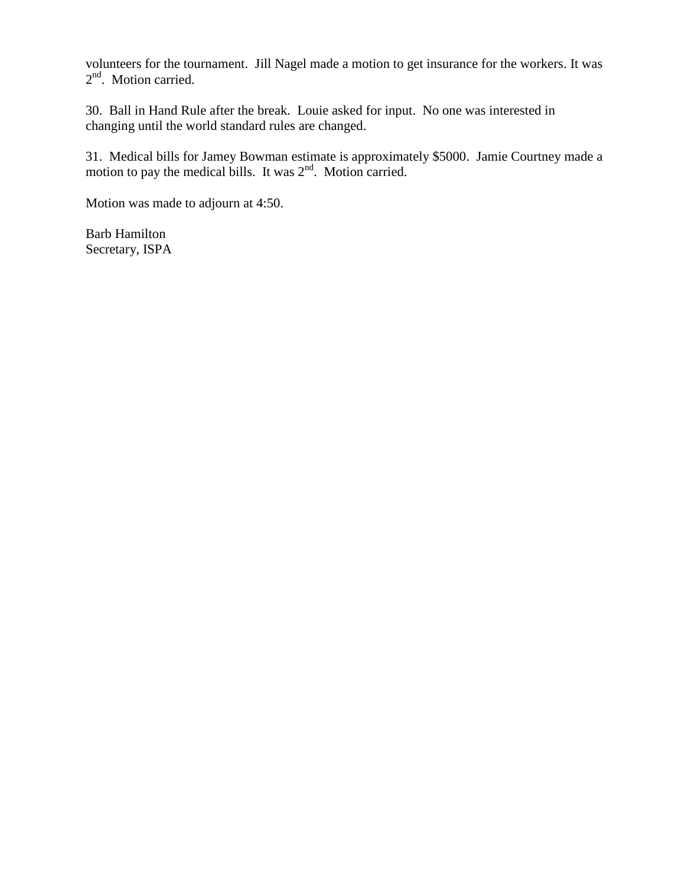volunteers for the tournament. Jill Nagel made a motion to get insurance for the workers. It was $2^{nd}$. Motion carried.

30. Ball in Hand Rule after the break. Louie asked for input. No one was interested in changing until the world standard rules are changed.

31. Medical bills for Jamey Bowman estimate is approximately $5000. Jamie Courtney made a motion to pay the medical bills. It was $2^{nd}$. Motion carried.

Motion was made to adjourn at 4:50.

Barb Hamilton
Secretary, ISPA